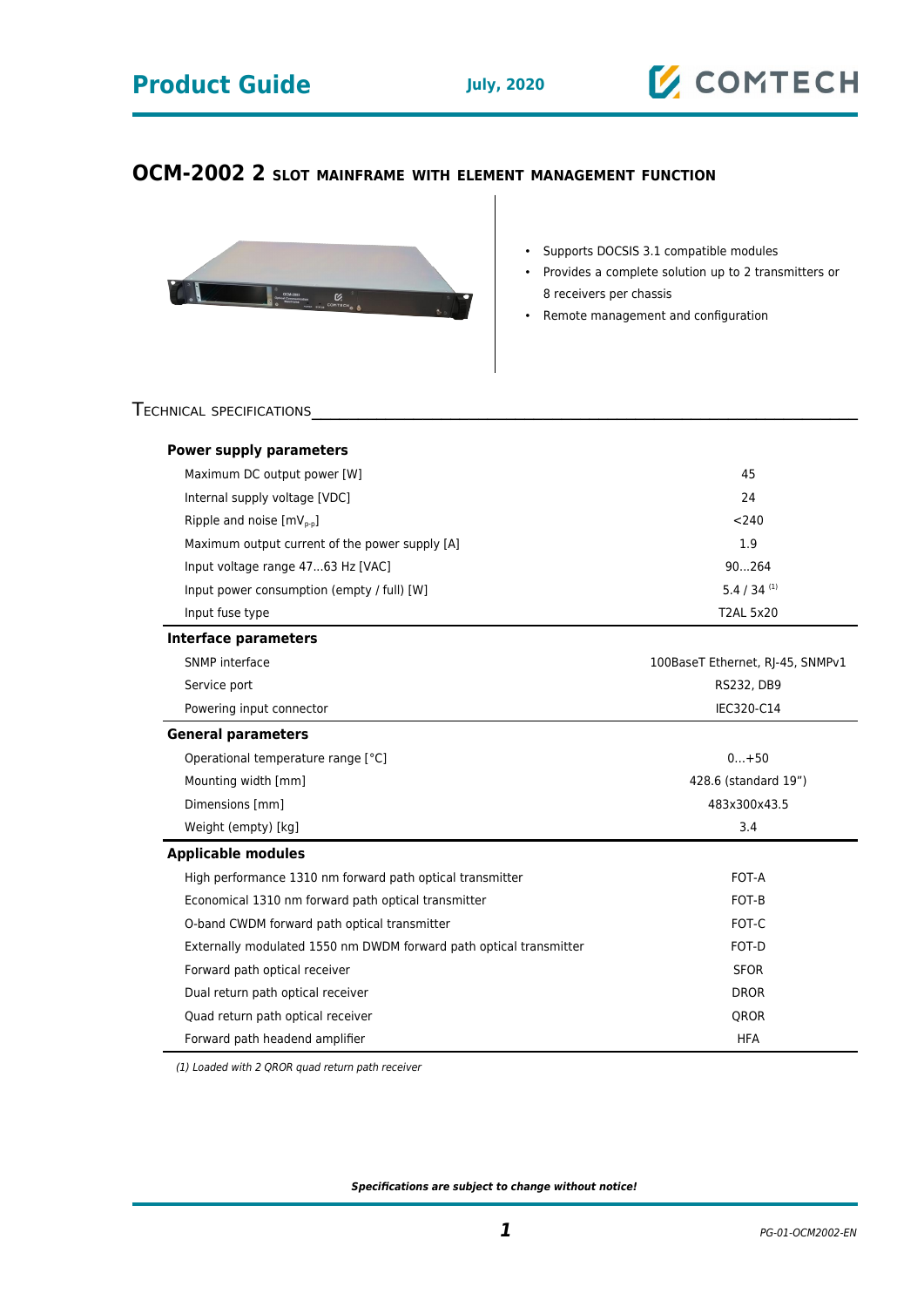# OCM-2002 2 SLOT MAINFRAME WITH ELEMENT MANAGEMENT FUNCTION

- Supports DOCSIS 3.1 compatible modules
- Provides a complete solution up to 2 transmitters or 8 receivers per chassis
- Remote management and configuration

## TECHNICAL SPECIFICATIONS

| Parameter | Value |
|---|---|
| **Power supply parameters** | |
| Maximum DC output power [W] | 45 |
| Internal supply voltage [VDC] | 24 |
| Ripple and noise [$mV_{p-p}$] | <240 |
| Maximum output current of the power supply [A] | 1.9 |
| Input voltage range 47...63 Hz [VAC] | 90...264 |
| Input power consumption (empty / full) [W] | 5.4 / 34 [(1)] |
| Input fuse type | T2AL 5x20 |
| **Interface parameters** | |
| SNMP interface | 100BaseT Ethernet, RJ-45, SNMPv1 |
| Service port | RS232, DB9 |
| Powering input connector | IEC320-C14 |
| **General parameters** | |
| Operational temperature range [°C] | 0...+50 |
| Mounting width [mm] | 428.6 (standard 19") |
| Dimensions [mm] | 483x300x43.5 |
| Weight (empty) [kg] | 3.4 |
| **Applicable modules** | |
| High performance 1310 nm forward path optical transmitter | FOT-A |
| Economical 1310 nm forward path optical transmitter | FOT-B |
| O-band CWDM forward path optical transmitter | FOT-C |
| Externally modulated 1550 nm DWDM forward path optical transmitter | FOT-D |
| Forward path optical receiver | SFOR |
| Dual return path optical receiver | DROR |
| Quad return path optical receiver | QROR |
| Forward path headend amplifier | HFA |

*(1) Loaded with 2 QROR quad return path receiver*

***Specifications are subject to change without notice!***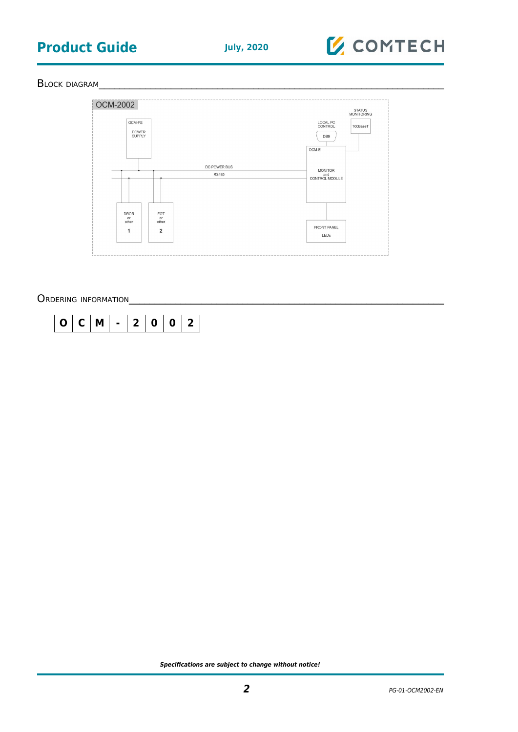## Block diagram

OCM-2002

OCM-PS
POWER SUPPLY

LOCAL PC CONTROL

DB9

STATUS MONITORING

100BaseT

OCM-E

MONITOR and CONTROL MODULE

DC POWER BUS

RS485

DROR or other
1

FOT or other
2

FRONT PANEL
LEDs

## Ordering information

| | | | | | | | |
|---|---|---|---|---|---|---|---|
| **O** | **C** | **M** | **-** | **2** | **0** | **0** | **2** |

***Specifications are subject to change without notice!***

*PG-01-OCM2002-EN*